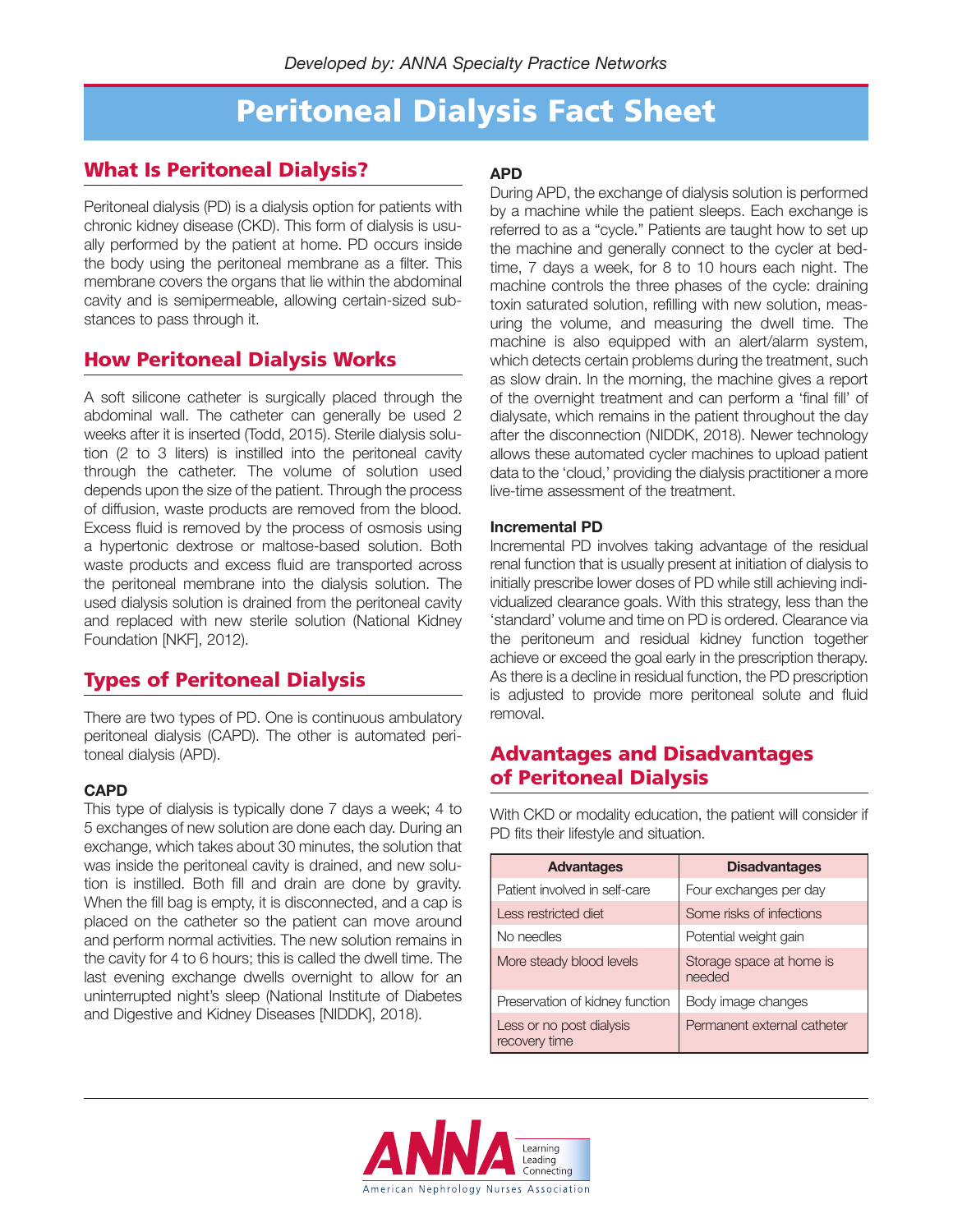*Developed by: ANNA Specialty Practice Networks*

# Peritoneal Dialysis Fact Sheet

## What Is Peritoneal Dialysis?

Peritoneal dialysis (PD) is a dialysis option for patients with chronic kidney disease (CKD). This form of dialysis is usually performed by the patient at home. PD occurs inside the body using the peritoneal membrane as a filter. This membrane covers the organs that lie within the abdominal cavity and is semipermeable, allowing certain-sized substances to pass through it.

## How Peritoneal Dialysis Works

A soft silicone catheter is surgically placed through the abdominal wall. The catheter can generally be used 2 weeks after it is inserted (Todd, 2015). Sterile dialysis solution (2 to 3 liters) is instilled into the peritoneal cavity through the catheter. The volume of solution used depends upon the size of the patient. Through the process of diffusion, waste products are removed from the blood. Excess fluid is removed by the process of osmosis using a hypertonic dextrose or maltose-based solution. Both waste products and excess fluid are transported across the peritoneal membrane into the dialysis solution. The used dialysis solution is drained from the peritoneal cavity and replaced with new sterile solution (National Kidney Foundation [NKF], 2012).

## Types of Peritoneal Dialysis

There are two types of PD. One is continuous ambulatory peritoneal dialysis (CAPD). The other is automated peritoneal dialysis (APD).

### CAPD

This type of dialysis is typically done 7 days a week; 4 to 5 exchanges of new solution are done each day. During an exchange, which takes about 30 minutes, the solution that was inside the peritoneal cavity is drained, and new solution is instilled. Both fill and drain are done by gravity. When the fill bag is empty, it is disconnected, and a cap is placed on the catheter so the patient can move around and perform normal activities. The new solution remains in the cavity for 4 to 6 hours; this is called the dwell time. The last evening exchange dwells overnight to allow for an uninterrupted night's sleep (National Institute of Diabetes and Digestive and Kidney Diseases [NIDDK], 2018).

### APD

During APD, the exchange of dialysis solution is performed by a machine while the patient sleeps. Each exchange is referred to as a "cycle." Patients are taught how to set up the machine and generally connect to the cycler at bedtime, 7 days a week, for 8 to 10 hours each night. The machine controls the three phases of the cycle: draining toxin saturated solution, refilling with new solution, measuring the volume, and measuring the dwell time. The machine is also equipped with an alert/alarm system, which detects certain problems during the treatment, such as slow drain. In the morning, the machine gives a report of the overnight treatment and can perform a 'final fill' of dialysate, which remains in the patient throughout the day after the disconnection (NIDDK, 2018). Newer technology allows these automated cycler machines to upload patient data to the 'cloud,' providing the dialysis practitioner a more live-time assessment of the treatment.

### Incremental PD

Incremental PD involves taking advantage of the residual renal function that is usually present at initiation of dialysis to initially prescribe lower doses of PD while still achieving individualized clearance goals. With this strategy, less than the 'standard' volume and time on PD is ordered. Clearance via the peritoneum and residual kidney function together achieve or exceed the goal early in the prescription therapy. As there is a decline in residual function, the PD prescription is adjusted to provide more peritoneal solute and fluid removal.

## Advantages and Disadvantages of Peritoneal Dialysis

With CKD or modality education, the patient will consider if PD fits their lifestyle and situation.

| Advantages | Disadvantages |
|---|---|
| Patient involved in self-care | Four exchanges per day |
| Less restricted diet | Some risks of infections |
| No needles | Potential weight gain |
| More steady blood levels | Storage space at home is needed |
| Preservation of kidney function | Body image changes |
| Less or no post dialysis recovery time | Permanent external catheter |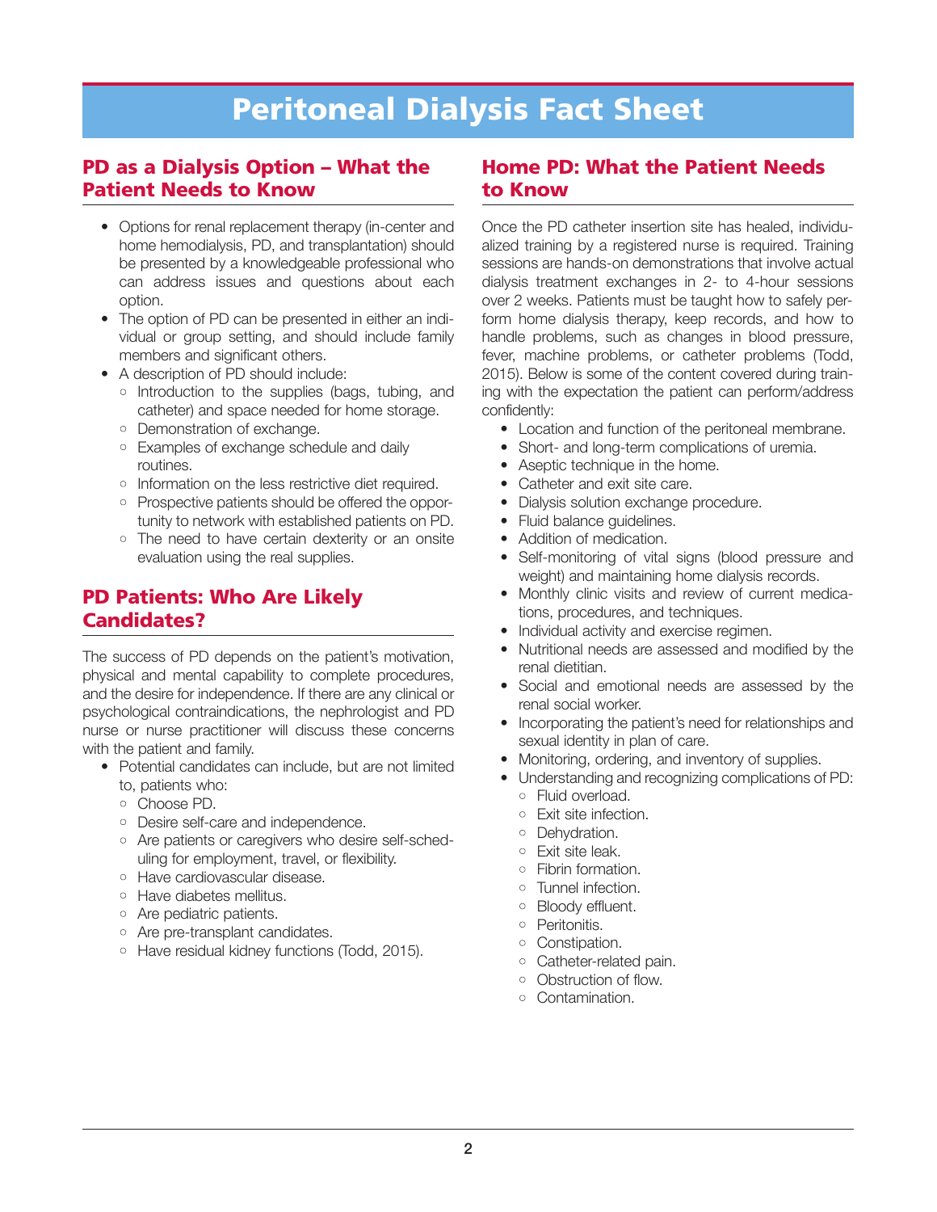# Peritoneal Dialysis Fact Sheet

## PD as a Dialysis Option – What the Patient Needs to Know

- Options for renal replacement therapy (in-center and home hemodialysis, PD, and transplantation) should be presented by a knowledgeable professional who can address issues and questions about each option.
- The option of PD can be presented in either an individual or group setting, and should include family members and significant others.
- A description of PD should include:
  - Introduction to the supplies (bags, tubing, and catheter) and space needed for home storage.
  - Demonstration of exchange.
  - Examples of exchange schedule and daily routines.
  - Information on the less restrictive diet required.
  - Prospective patients should be offered the opportunity to network with established patients on PD.
  - The need to have certain dexterity or an onsite evaluation using the real supplies.

## PD Patients: Who Are Likely Candidates?

The success of PD depends on the patient's motivation, physical and mental capability to complete procedures, and the desire for independence. If there are any clinical or psychological contraindications, the nephrologist and PD nurse or nurse practitioner will discuss these concerns with the patient and family.

- Potential candidates can include, but are not limited to, patients who:
  - Choose PD.
  - Desire self-care and independence.
  - Are patients or caregivers who desire self-scheduling for employment, travel, or flexibility.
  - Have cardiovascular disease.
  - Have diabetes mellitus.
  - Are pediatric patients.
  - Are pre-transplant candidates.
  - Have residual kidney functions (Todd, 2015).

## Home PD: What the Patient Needs to Know

Once the PD catheter insertion site has healed, individualized training by a registered nurse is required. Training sessions are hands-on demonstrations that involve actual dialysis treatment exchanges in 2- to 4-hour sessions over 2 weeks. Patients must be taught how to safely perform home dialysis therapy, keep records, and how to handle problems, such as changes in blood pressure, fever, machine problems, or catheter problems (Todd, 2015). Below is some of the content covered during training with the expectation the patient can perform/address confidently:

- Location and function of the peritoneal membrane.
- Short- and long-term complications of uremia.
- Aseptic technique in the home.
- Catheter and exit site care.
- Dialysis solution exchange procedure.
- Fluid balance guidelines.
- Addition of medication.
- Self-monitoring of vital signs (blood pressure and weight) and maintaining home dialysis records.
- Monthly clinic visits and review of current medications, procedures, and techniques.
- Individual activity and exercise regimen.
- Nutritional needs are assessed and modified by the renal dietitian.
- Social and emotional needs are assessed by the renal social worker.
- Incorporating the patient's need for relationships and sexual identity in plan of care.
- Monitoring, ordering, and inventory of supplies.
- Understanding and recognizing complications of PD:
  - Fluid overload.
  - Exit site infection.
  - Dehydration.
  - Exit site leak.
  - Fibrin formation.
  - Tunnel infection.
  - Bloody effluent.
  - Peritonitis.
  - Constipation.
  - Catheter-related pain.
  - Obstruction of flow.
  - Contamination.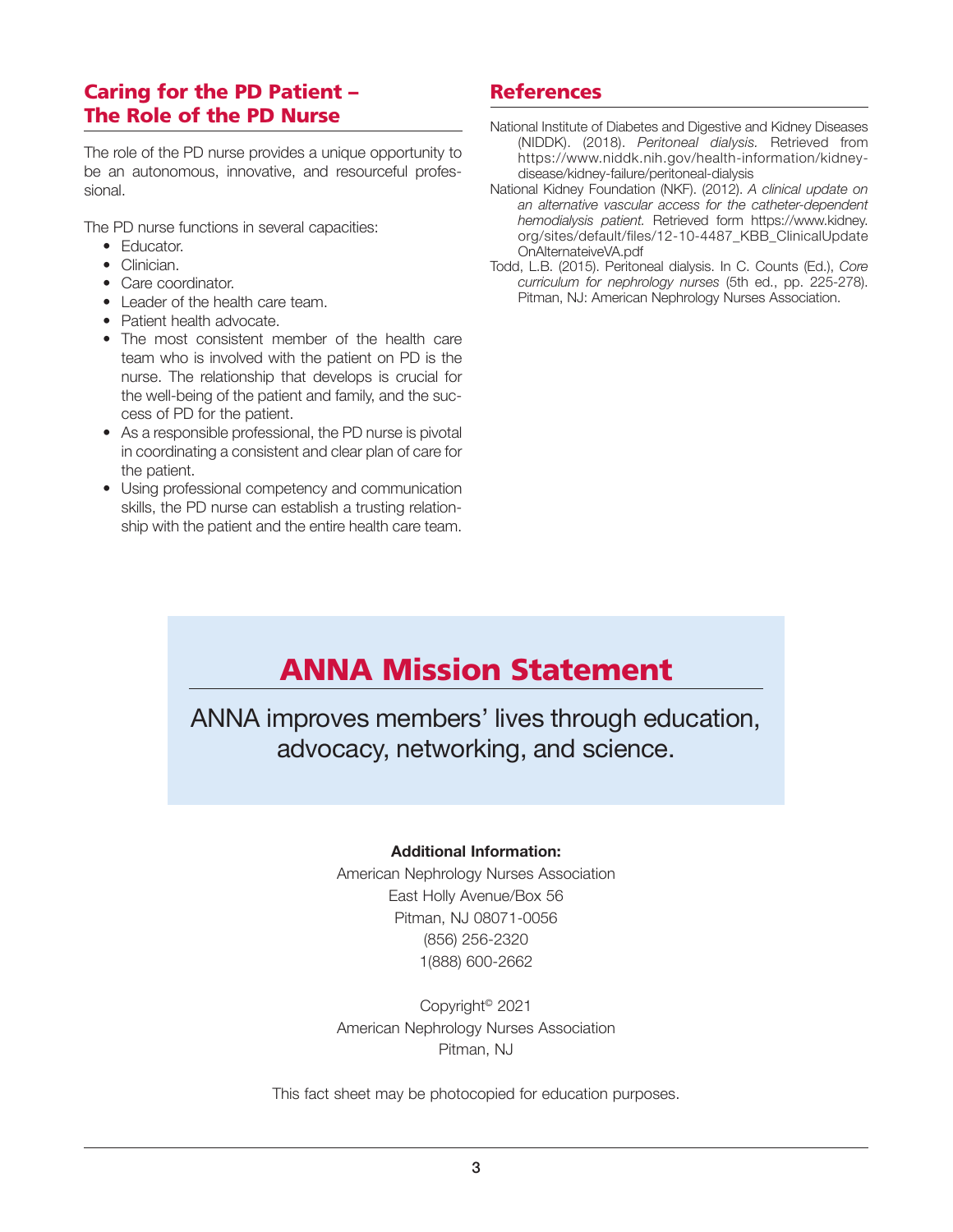## Caring for the PD Patient – The Role of the PD Nurse

The role of the PD nurse provides a unique opportunity to be an autonomous, innovative, and resourceful professional.

The PD nurse functions in several capacities:

- Educator.
- Clinician.
- Care coordinator.
- Leader of the health care team.
- Patient health advocate.
- The most consistent member of the health care team who is involved with the patient on PD is the nurse. The relationship that develops is crucial for the well-being of the patient and family, and the success of PD for the patient.
- As a responsible professional, the PD nurse is pivotal in coordinating a consistent and clear plan of care for the patient.
- Using professional competency and communication skills, the PD nurse can establish a trusting relationship with the patient and the entire health care team.

## References

National Institute of Diabetes and Digestive and Kidney Diseases (NIDDK). (2018). *Peritoneal dialysis.* Retrieved from https://www.niddk.nih.gov/health-information/kidney-disease/kidney-failure/peritoneal-dialysis

National Kidney Foundation (NKF). (2012). *A clinical update on an alternative vascular access for the catheter-dependent hemodialysis patient.* Retrieved form https://www.kidney.org/sites/default/files/12-10-4487_KBB_ClinicalUpdateOnAlternateiveVA.pdf

Todd, L.B. (2015). Peritoneal dialysis. In C. Counts (Ed.), *Core curriculum for nephrology nurses* (5th ed., pp. 225-278). Pitman, NJ: American Nephrology Nurses Association.

## ANNA Mission Statement

ANNA improves members' lives through education, advocacy, networking, and science.

**Additional Information:**

American Nephrology Nurses Association
East Holly Avenue/Box 56
Pitman, NJ 08071-0056
(856) 256-2320
1(888) 600-2662

Copyright© 2021
American Nephrology Nurses Association
Pitman, NJ

This fact sheet may be photocopied for education purposes.